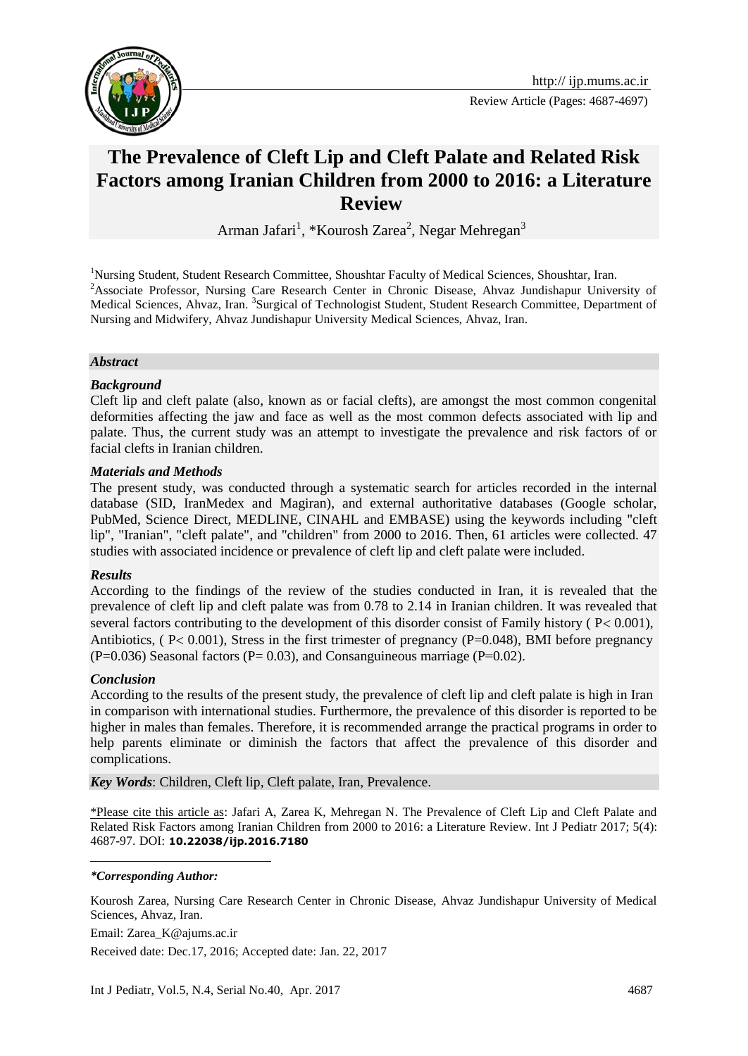# The Prevalence of Cleft Lip and Cleft Palate and Related Risk Factors among Iranian Children from 2000 to 2016: a Literature Review

Arman Jafari[1], *Kourosh Zarea[2], Negar Mehregan[3]

[1]Nursing Student, Student Research Committee, Shoushtar Faculty of Medical Sciences, Shoushtar, Iran.
[2]Associate Professor, Nursing Care Research Center in Chronic Disease, Ahvaz Jundishapur University of Medical Sciences, Ahvaz, Iran. [3]Surgical of Technologist Student, Student Research Committee, Department of Nursing and Midwifery, Ahvaz Jundishapur University Medical Sciences, Ahvaz, Iran.

***Abstract***

***Background***

Cleft lip and cleft palate (also, known as or facial clefts), are amongst the most common congenital deformities affecting the jaw and face as well as the most common defects associated with lip and palate. Thus, the current study was an attempt to investigate the prevalence and risk factors of or facial clefts in Iranian children.

***Materials and Methods***

The present study, was conducted through a systematic search for articles recorded in the internal database (SID, IranMedex and Magiran), and external authoritative databases (Google scholar, PubMed, Science Direct, MEDLINE, CINAHL and EMBASE) using the keywords including "cleft lip", "Iranian", "cleft palate", and "children" from 2000 to 2016. Then, 61 articles were collected. 47 studies with associated incidence or prevalence of cleft lip and cleft palate were included.

***Results***

According to the findings of the review of the studies conducted in Iran, it is revealed that the prevalence of cleft lip and cleft palate was from 0.78 to 2.14 in Iranian children. It was revealed that several factors contributing to the development of this disorder consist of Family history ( $P< 0.001$), Antibiotics, ( $P< 0.001$), Stress in the first trimester of pregnancy ($P=0.048$), BMI before pregnancy ($P=0.036$) Seasonal factors ($P= 0.03$), and Consanguineous marriage ($P=0.02$).

***Conclusion***

According to the results of the present study, the prevalence of cleft lip and cleft palate is high in Iran in comparison with international studies. Furthermore, the prevalence of this disorder is reported to be higher in males than females. Therefore, it is recommended arrange the practical programs in order to help parents eliminate or diminish the factors that affect the prevalence of this disorder and complications.

***Key Words***: Children, Cleft lip, Cleft palate, Iran, Prevalence.

*Please cite this article as: Jafari A, Zarea K, Mehregan N. The Prevalence of Cleft Lip and Cleft Palate and Related Risk Factors among Iranian Children from 2000 to 2016: a Literature Review. Int J Pediatr 2017; 5(4): 4687-97. DOI: **10.22038/ijp.2016.7180**

***\*Corresponding Author:***

Kourosh Zarea, Nursing Care Research Center in Chronic Disease, Ahvaz Jundishapur University of Medical Sciences, Ahvaz, Iran.

Email: Zarea_K@ajums.ac.ir

Received date: Dec.17, 2016; Accepted date: Jan. 22, 2017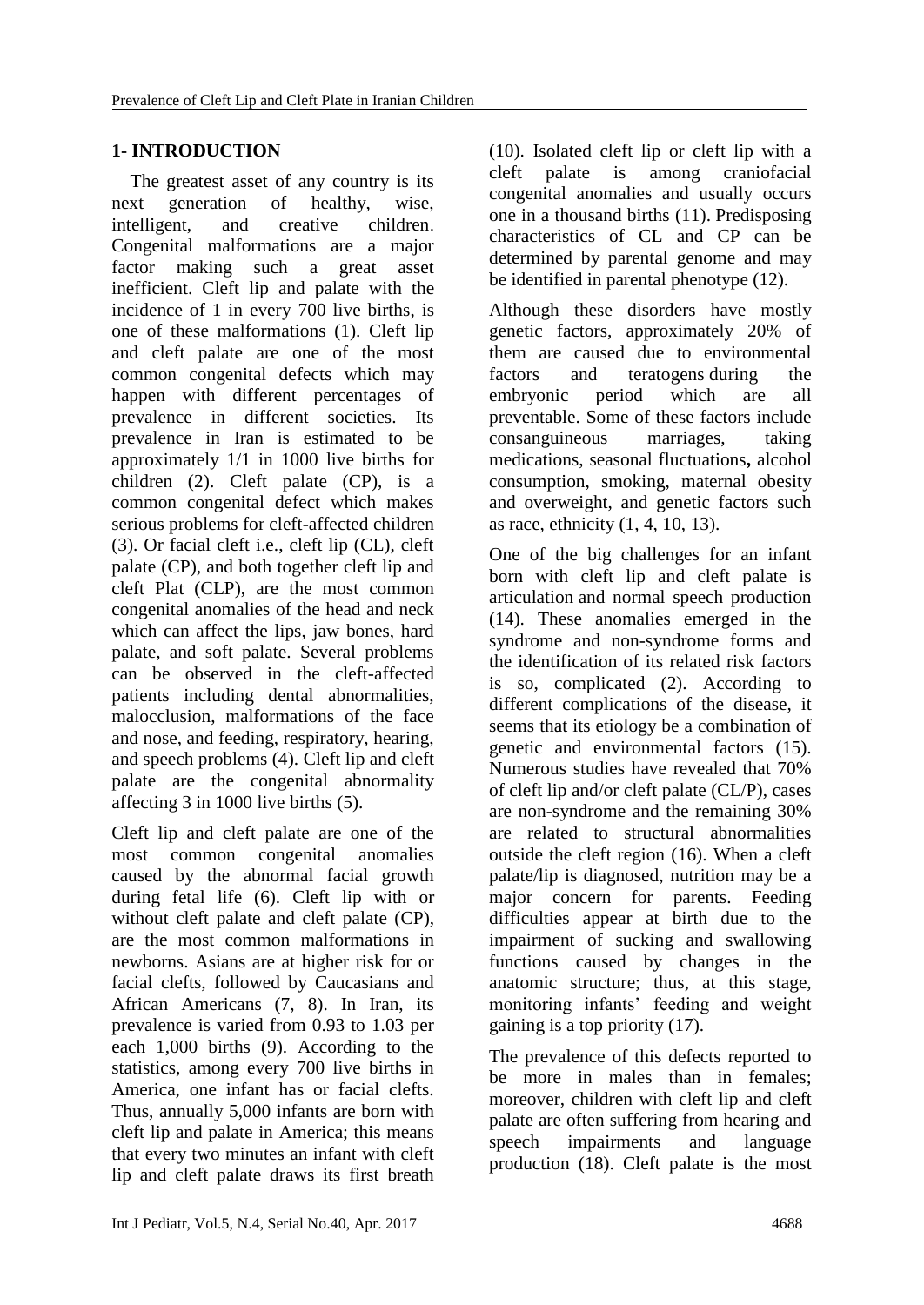## 1- INTRODUCTION

The greatest asset of any country is its next generation of healthy, wise, intelligent, and creative children. Congenital malformations are a major factor making such a great asset inefficient. Cleft lip and palate with the incidence of 1 in every 700 live births, is one of these malformations (1). Cleft lip and cleft palate are one of the most common congenital defects which may happen with different percentages of prevalence in different societies. Its prevalence in Iran is estimated to be approximately 1/1 in 1000 live births for children (2). Cleft palate (CP), is a common congenital defect which makes serious problems for cleft-affected children (3). Or facial cleft i.e., cleft lip (CL), cleft palate (CP), and both together cleft lip and cleft Plat (CLP), are the most common congenital anomalies of the head and neck which can affect the lips, jaw bones, hard palate, and soft palate. Several problems can be observed in the cleft-affected patients including dental abnormalities, malocclusion, malformations of the face and nose, and feeding, respiratory, hearing, and speech problems (4). Cleft lip and cleft palate are the congenital abnormality affecting 3 in 1000 live births (5).

Cleft lip and cleft palate are one of the most common congenital anomalies caused by the abnormal facial growth during fetal life (6). Cleft lip with or without cleft palate and cleft palate (CP), are the most common malformations in newborns. Asians are at higher risk for or facial clefts, followed by Caucasians and African Americans (7, 8). In Iran, its prevalence is varied from 0.93 to 1.03 per each 1,000 births (9). According to the statistics, among every 700 live births in America, one infant has or facial clefts. Thus, annually 5,000 infants are born with cleft lip and palate in America; this means that every two minutes an infant with cleft lip and cleft palate draws its first breath (10). Isolated cleft lip or cleft lip with a cleft palate is among craniofacial congenital anomalies and usually occurs one in a thousand births (11). Predisposing characteristics of CL and CP can be determined by parental genome and may be identified in parental phenotype (12).

Although these disorders have mostly genetic factors, approximately 20% of them are caused due to environmental factors and teratogens during the embryonic period which are all preventable. Some of these factors include consanguineous marriages, taking medications, seasonal fluctuations**,** alcohol consumption, smoking, maternal obesity and overweight, and genetic factors such as race, ethnicity (1, 4, 10, 13).

One of the big challenges for an infant born with cleft lip and cleft palate is articulation and normal speech production (14). These anomalies emerged in the syndrome and non-syndrome forms and the identification of its related risk factors is so, complicated (2). According to different complications of the disease, it seems that its etiology be a combination of genetic and environmental factors (15). Numerous studies have revealed that 70% of cleft lip and/or cleft palate (CL/P), cases are non-syndrome and the remaining 30% are related to structural abnormalities outside the cleft region (16). When a cleft palate/lip is diagnosed, nutrition may be a major concern for parents. Feeding difficulties appear at birth due to the impairment of sucking and swallowing functions caused by changes in the anatomic structure; thus, at this stage, monitoring infants' feeding and weight gaining is a top priority (17).

The prevalence of this defects reported to be more in males than in females; moreover, children with cleft lip and cleft palate are often suffering from hearing and speech impairments and language production (18). Cleft palate is the most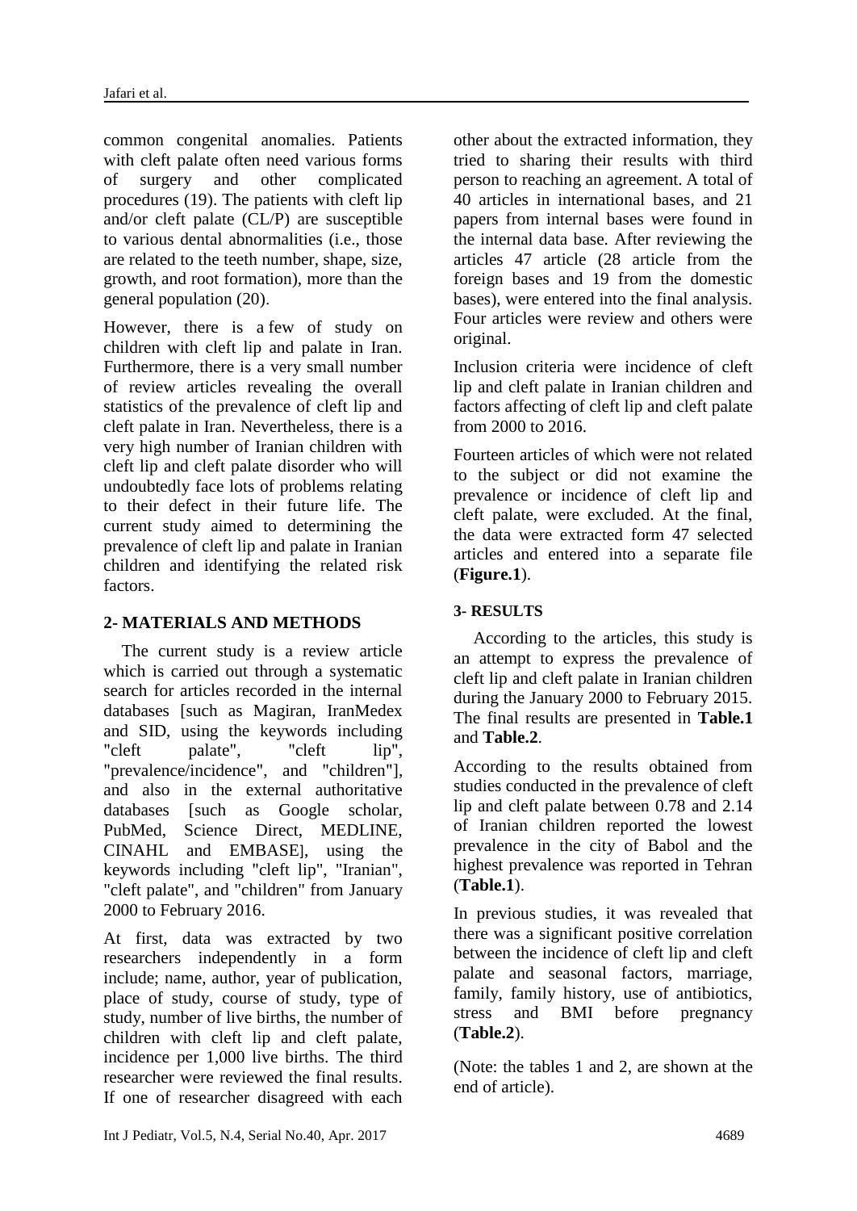common congenital anomalies. Patients with cleft palate often need various forms of surgery and other complicated procedures (19). The patients with cleft lip and/or cleft palate (CL/P) are susceptible to various dental abnormalities (i.e., those are related to the teeth number, shape, size, growth, and root formation), more than the general population (20).

However, there is a few of study on children with cleft lip and palate in Iran. Furthermore, there is a very small number of review articles revealing the overall statistics of the prevalence of cleft lip and cleft palate in Iran. Nevertheless, there is a very high number of Iranian children with cleft lip and cleft palate disorder who will undoubtedly face lots of problems relating to their defect in their future life. The current study aimed to determining the prevalence of cleft lip and palate in Iranian children and identifying the related risk factors.

## 2- MATERIALS AND METHODS

The current study is a review article which is carried out through a systematic search for articles recorded in the internal databases [such as Magiran, IranMedex and SID, using the keywords including "cleft palate", "cleft lip", "prevalence/incidence", and "children"], and also in the external authoritative databases [such as Google scholar, PubMed, Science Direct, MEDLINE, CINAHL and EMBASE], using the keywords including "cleft lip", "Iranian", "cleft palate", and "children" from January 2000 to February 2016.

At first, data was extracted by two researchers independently in a form include; name, author, year of publication, place of study, course of study, type of study, number of live births, the number of children with cleft lip and cleft palate, incidence per 1,000 live births. The third researcher were reviewed the final results. If one of researcher disagreed with each other about the extracted information, they tried to sharing their results with third person to reaching an agreement. A total of 40 articles in international bases, and 21 papers from internal bases were found in the internal data base. After reviewing the articles 47 article (28 article from the foreign bases and 19 from the domestic bases), were entered into the final analysis. Four articles were review and others were original.

Inclusion criteria were incidence of cleft lip and cleft palate in Iranian children and factors affecting of cleft lip and cleft palate from 2000 to 2016.

Fourteen articles of which were not related to the subject or did not examine the prevalence or incidence of cleft lip and cleft palate, were excluded. At the final, the data were extracted form 47 selected articles and entered into a separate file (**Figure.1**).

## 3- RESULTS

According to the articles, this study is an attempt to express the prevalence of cleft lip and cleft palate in Iranian children during the January 2000 to February 2015. The final results are presented in **Table.1** and **Table.2**.

According to the results obtained from studies conducted in the prevalence of cleft lip and cleft palate between 0.78 and 2.14 of Iranian children reported the lowest prevalence in the city of Babol and the highest prevalence was reported in Tehran (**Table.1**).

In previous studies, it was revealed that there was a significant positive correlation between the incidence of cleft lip and cleft palate and seasonal factors, marriage, family, family history, use of antibiotics, stress and BMI before pregnancy (**Table.2**).

(Note: the tables 1 and 2, are shown at the end of article).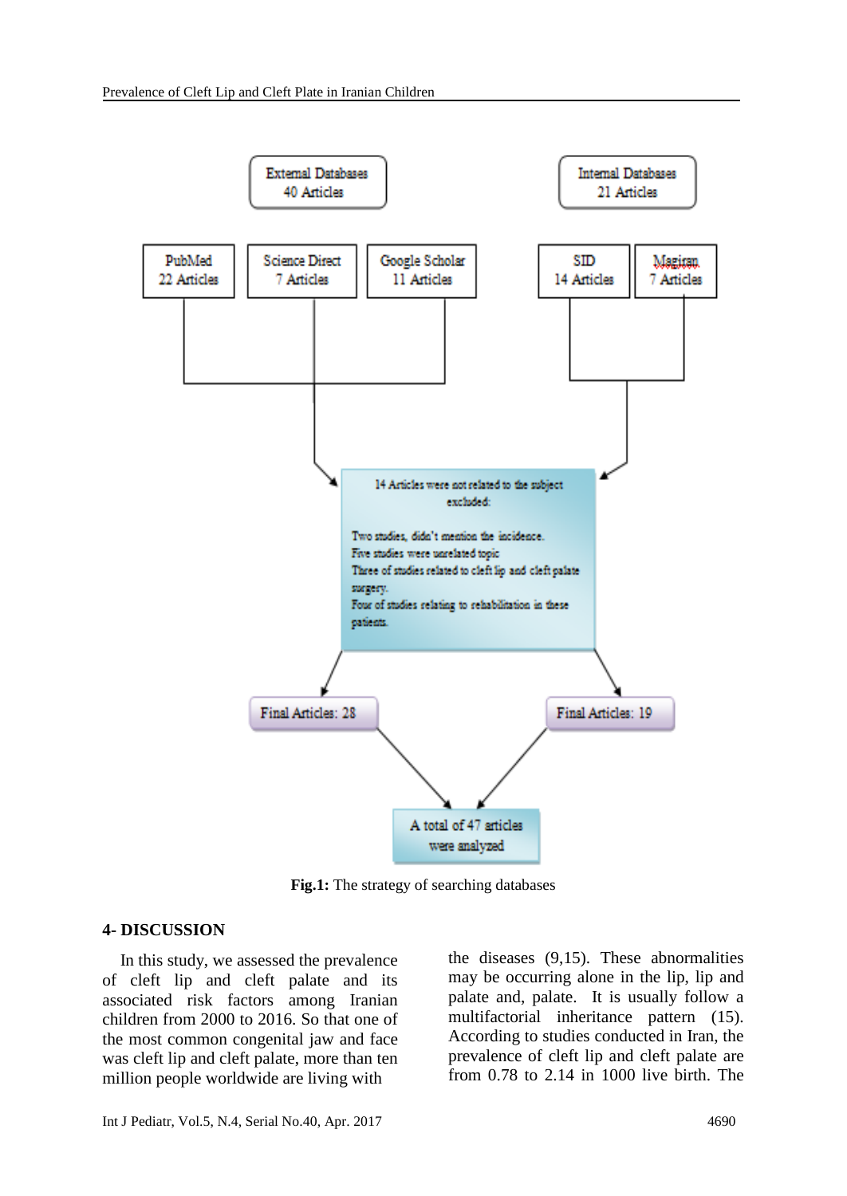External Databases
40 Articles

Internal Databases
21 Articles

PubMed
22 Articles

Science Direct
7 Articles

Google Scholar
11 Articles

SID
14 Articles

Magiran
7 Articles

14 Articles were not related to the subject excluded:

Two studies, didn't mention the incidence.
Five studies were unrelated topic
Three of studies related to cleft lip and cleft palate surgery.
Four of studies relating to rehabilitation in these patients.

Final Articles: 28

Final Articles: 19

A total of 47 articles were analyzed

**Fig.1:** The strategy of searching databases

## 4- DISCUSSION

In this study, we assessed the prevalence of cleft lip and cleft palate and its associated risk factors among Iranian children from 2000 to 2016. So that one of the most common congenital jaw and face was cleft lip and cleft palate, more than ten million people worldwide are living with the diseases (9,15). These abnormalities may be occurring alone in the lip, lip and palate and, palate. It is usually follow a multifactorial inheritance pattern (15). According to studies conducted in Iran, the prevalence of cleft lip and cleft palate are from 0.78 to 2.14 in 1000 live birth. The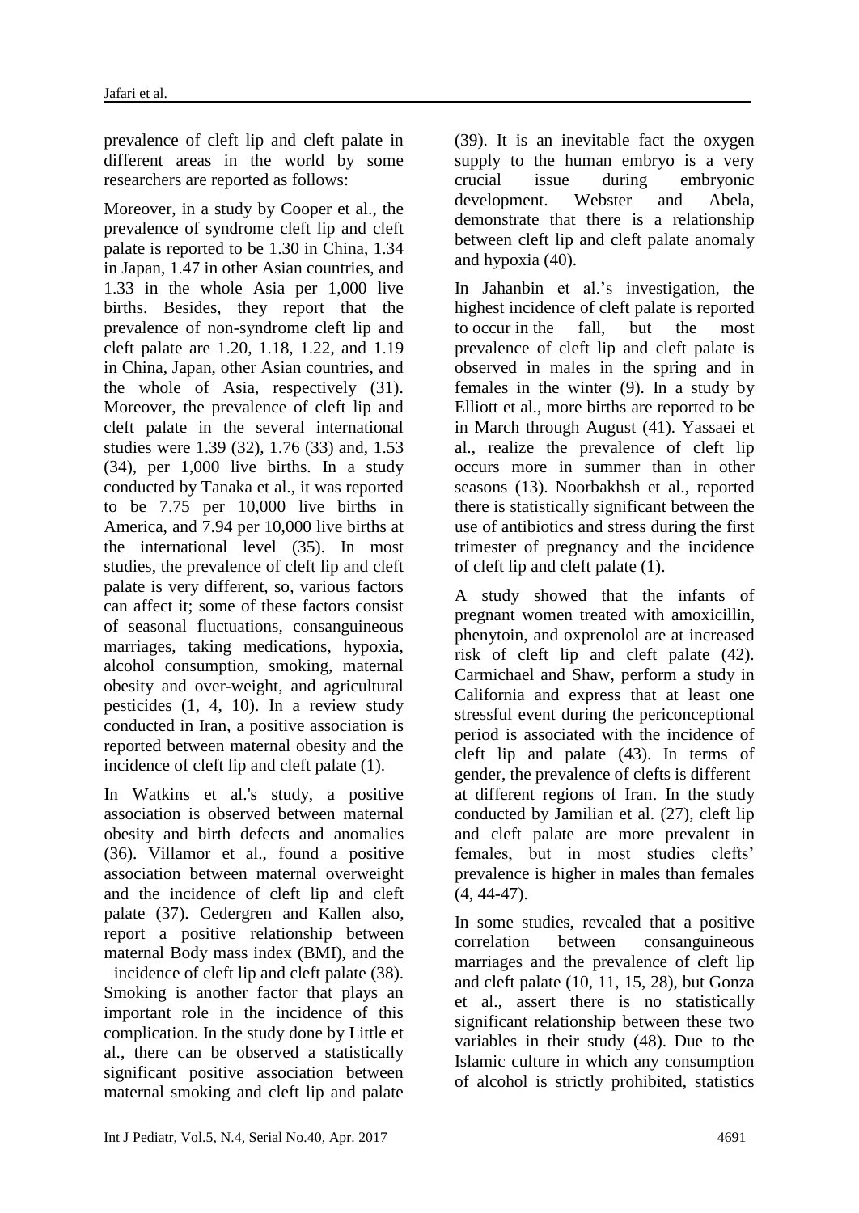prevalence of cleft lip and cleft palate in different areas in the world by some researchers are reported as follows:

Moreover, in a study by Cooper et al., the prevalence of syndrome cleft lip and cleft palate is reported to be 1.30 in China, 1.34 in Japan, 1.47 in other Asian countries, and 1.33 in the whole Asia per 1,000 live births. Besides, they report that the prevalence of non-syndrome cleft lip and cleft palate are 1.20, 1.18, 1.22, and 1.19 in China, Japan, other Asian countries, and the whole of Asia, respectively (31). Moreover, the prevalence of cleft lip and cleft palate in the several international studies were 1.39 (32), 1.76 (33) and, 1.53 (34), per 1,000 live births. In a study conducted by Tanaka et al., it was reported to be 7.75 per 10,000 live births in America, and 7.94 per 10,000 live births at the international level (35). In most studies, the prevalence of cleft lip and cleft palate is very different, so, various factors can affect it; some of these factors consist of seasonal fluctuations, consanguineous marriages, taking medications, hypoxia, alcohol consumption, smoking, maternal obesity and over-weight, and agricultural pesticides (1, 4, 10). In a review study conducted in Iran, a positive association is reported between maternal obesity and the incidence of cleft lip and cleft palate (1).

In Watkins et al.'s study, a positive association is observed between maternal obesity and birth defects and anomalies (36). Villamor et al., found a positive association between maternal overweight and the incidence of cleft lip and cleft palate (37). Cedergren and Kallen also, report a positive relationship between maternal Body mass index (BMI), and the incidence of cleft lip and cleft palate (38). Smoking is another factor that plays an important role in the incidence of this complication. In the study done by Little et al., there can be observed a statistically significant positive association between maternal smoking and cleft lip and palate (39). It is an inevitable fact the oxygen supply to the human embryo is a very crucial issue during embryonic development. Webster and Abela, demonstrate that there is a relationship between cleft lip and cleft palate anomaly and hypoxia (40).

In Jahanbin et al.'s investigation, the highest incidence of cleft palate is reported to occur in the fall, but the most prevalence of cleft lip and cleft palate is observed in males in the spring and in females in the winter (9). In a study by Elliott et al., more births are reported to be in March through August (41). Yassaei et al., realize the prevalence of cleft lip occurs more in summer than in other seasons (13). Noorbakhsh et al., reported there is statistically significant between the use of antibiotics and stress during the first trimester of pregnancy and the incidence of cleft lip and cleft palate (1).

A study showed that the infants of pregnant women treated with amoxicillin, phenytoin, and oxprenolol are at increased risk of cleft lip and cleft palate (42). Carmichael and Shaw, perform a study in California and express that at least one stressful event during the periconceptional period is associated with the incidence of cleft lip and palate (43). In terms of gender, the prevalence of clefts is different at different regions of Iran. In the study conducted by Jamilian et al. (27), cleft lip and cleft palate are more prevalent in females, but in most studies clefts' prevalence is higher in males than females (4, 44-47).

In some studies, revealed that a positive correlation between consanguineous marriages and the prevalence of cleft lip and cleft palate (10, 11, 15, 28), but Gonza et al., assert there is no statistically significant relationship between these two variables in their study (48). Due to the Islamic culture in which any consumption of alcohol is strictly prohibited, statistics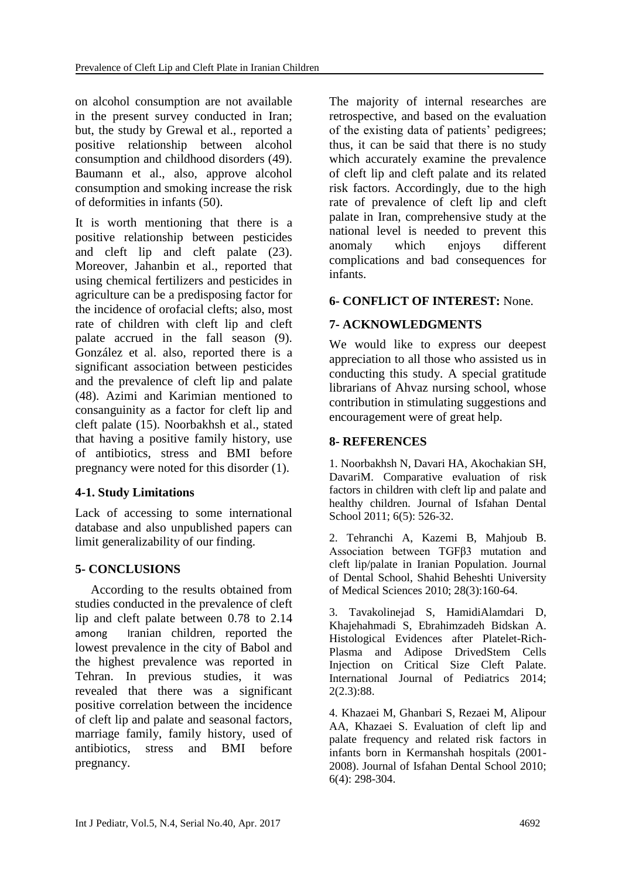on alcohol consumption are not available in the present survey conducted in Iran; but, the study by Grewal et al., reported a positive relationship between alcohol consumption and childhood disorders (49). Baumann et al., also, approve alcohol consumption and smoking increase the risk of deformities in infants (50).

It is worth mentioning that there is a positive relationship between pesticides and cleft lip and cleft palate (23). Moreover, Jahanbin et al., reported that using chemical fertilizers and pesticides in agriculture can be a predisposing factor for the incidence of orofacial clefts; also, most rate of children with cleft lip and cleft palate accrued in the fall season (9). González et al. also, reported there is a significant association between pesticides and the prevalence of cleft lip and palate (48). Azimi and Karimian mentioned to consanguinity as a factor for cleft lip and cleft palate (15). Noorbakhsh et al., stated that having a positive family history, use of antibiotics, stress and BMI before pregnancy were noted for this disorder (1).

### 4-1. Study Limitations

Lack of accessing to some international database and also unpublished papers can limit generalizability of our finding.

## 5- CONCLUSIONS

According to the results obtained from studies conducted in the prevalence of cleft lip and cleft palate between 0.78 to 2.14 among Iranian children, reported the lowest prevalence in the city of Babol and the highest prevalence was reported in Tehran. In previous studies, it was revealed that there was a significant positive correlation between the incidence of cleft lip and palate and seasonal factors, marriage family, family history, used of antibiotics, stress and BMI before pregnancy.

The majority of internal researches are retrospective, and based on the evaluation of the existing data of patients' pedigrees; thus, it can be said that there is no study which accurately examine the prevalence of cleft lip and cleft palate and its related risk factors. Accordingly, due to the high rate of prevalence of cleft lip and cleft palate in Iran, comprehensive study at the national level is needed to prevent this anomaly which enjoys different complications and bad consequences for infants.

## 6- CONFLICT OF INTEREST: None.

## 7- ACKNOWLEDGMENTS

We would like to express our deepest appreciation to all those who assisted us in conducting this study. A special gratitude librarians of Ahvaz nursing school, whose contribution in stimulating suggestions and encouragement were of great help.

## 8- REFERENCES

1. Noorbakhsh N, Davari HA, Akochakian SH, DavariM. Comparative evaluation of risk factors in children with cleft lip and palate and healthy children. Journal of Isfahan Dental School 2011; 6(5): 526-32.

2. Tehranchi A, Kazemi B, Mahjoub B. Association between TGFβ3 mutation and cleft lip/palate in Iranian Population. Journal of Dental School, Shahid Beheshti University of Medical Sciences 2010; 28(3):160-64.

3. Tavakolinejad S, HamidiAlamdari D, Khajehahmadi S, Ebrahimzadeh Bidskan A. Histological Evidences after Platelet-Rich-Plasma and Adipose DrivedStem Cells Injection on Critical Size Cleft Palate. International Journal of Pediatrics 2014; 2(2.3):88.

4. Khazaei M, Ghanbari S, Rezaei M, Alipour AA, Khazaei S. Evaluation of cleft lip and palate frequency and related risk factors in infants born in Kermanshah hospitals (2001-2008). Journal of Isfahan Dental School 2010; 6(4): 298-304.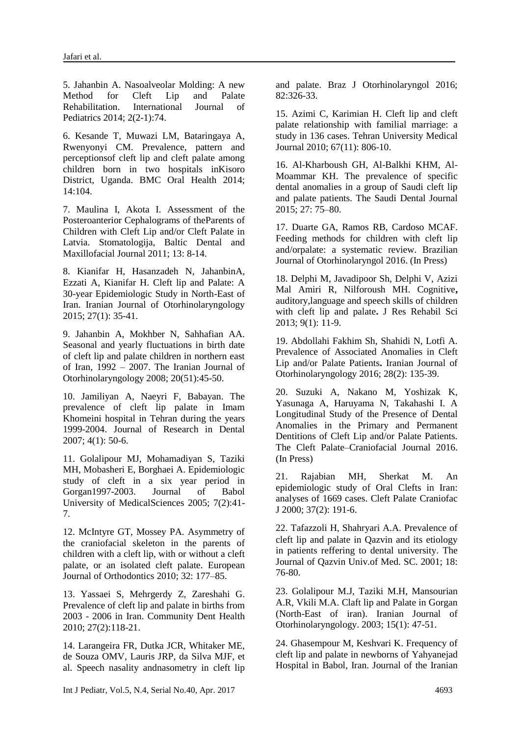5. Jahanbin A. Nasoalveolar Molding: A new Method for Cleft Lip and Palate Rehabilitation. International Journal of Pediatrics 2014; 2(2-1):74.

6. Kesande T, Muwazi LM, Bataringaya A, Rwenyonyi CM. Prevalence, pattern and perceptionsof cleft lip and cleft palate among children born in two hospitals inKisoro District, Uganda. BMC Oral Health 2014; 14:104.

7. Maulina I, Akota I. Assessment of the Posteroanterior Cephalograms of theParents of Children with Cleft Lip and/or Cleft Palate in Latvia. Stomatologija, Baltic Dental and Maxillofacial Journal 2011; 13: 8-14.

8. Kianifar H, Hasanzadeh N, JahanbinA, Ezzati A, Kianifar H. Cleft lip and Palate: A 30-year Epidemiologic Study in North-East of Iran. Iranian Journal of Otorhinolaryngology 2015; 27(1): 35-41.

9. Jahanbin A, Mokhber N, Sahhafian AA. Seasonal and yearly fluctuations in birth date of cleft lip and palate children in northern east of Iran, 1992 – 2007. The Iranian Journal of Otorhinolaryngology 2008; 20(51):45-50.

10. Jamiliyan A, Naeyri F, Babayan. The prevalence of cleft lip palate in Imam Khomeini hospital in Tehran during the years 1999-2004. Journal of Research in Dental 2007; 4(1): 50-6.

11. Golalipour MJ, Mohamadiyan S, Taziki MH, Mobasheri E, Borghaei A. Epidemiologic study of cleft in a six year period in Gorgan1997-2003. Journal of Babol University of MedicalSciences 2005; 7(2):41-7.

12. McIntyre GT, Mossey PA. Asymmetry of the craniofacial skeleton in the parents of children with a cleft lip, with or without a cleft palate, or an isolated cleft palate. European Journal of Orthodontics 2010; 32: 177–85.

13. Yassaei S, Mehrgerdy Z, Zareshahi G. Prevalence of cleft lip and palate in births from 2003 - 2006 in Iran. Community Dent Health 2010; 27(2):118-21.

14. Larangeira FR, Dutka JCR, Whitaker ME, de Souza OMV, Lauris JRP, da Silva MJF, et al. Speech nasality andnasometry in cleft lip and palate. Braz J Otorhinolaryngol 2016; 82:326-33.

15. Azimi C, Karimian H. Cleft lip and cleft palate relationship with familial marriage: a study in 136 cases. Tehran University Medical Journal 2010; 67(11): 806-10.

16. Al-Kharboush GH, Al-Balkhi KHM, Al-Moammar KH. The prevalence of specific dental anomalies in a group of Saudi cleft lip and palate patients. The Saudi Dental Journal 2015; 27: 75–80.

17. Duarte GA, Ramos RB, Cardoso MCAF. Feeding methods for children with cleft lip and/orpalate: a systematic review. Brazilian Journal of Otorhinolaryngol 2016. (In Press)

18. Delphi M, Javadipoor Sh, Delphi V, Azizi Mal Amiri R, Nilforoush MH. Cognitive**,** auditory,language and speech skills of children with cleft lip and palate**.** J Res Rehabil Sci 2013; 9(1): 11-9.

19. Abdollahi Fakhim Sh, Shahidi N, Lotfi A. Prevalence of Associated Anomalies in Cleft Lip and/or Palate Patients**.** Iranian Journal of Otorhinolaryngology 2016; 28(2): 135-39.

20. Suzuki A, Nakano M, Yoshizak K, Yasunaga A, Haruyama N, Takahashi I. A Longitudinal Study of the Presence of Dental Anomalies in the Primary and Permanent Dentitions of Cleft Lip and/or Palate Patients. The Cleft Palate–Craniofacial Journal 2016. (In Press)

21. Rajabian MH, Sherkat M. An epidemiologic study of Oral Clefts in Iran: analyses of 1669 cases. Cleft Palate Craniofac J 2000; 37(2): 191-6.

22. Tafazzoli H, Shahryari A.A. Prevalence of cleft lip and palate in Qazvin and its etiology in patients reffering to dental university. The Journal of Qazvin Univ.of Med. SC. 2001; 18: 76-80.

23. Golalipour M.J, Taziki M.H, Mansourian A.R, Vkili M.A. Claft lip and Palate in Gorgan (North-East of iran). Iranian Journal of Otorhinolaryngology. 2003; 15(1): 47-51.

24. Ghasempour M, Keshvari K. Frequency of cleft lip and palate in newborns of Yahyanejad Hospital in Babol, Iran. Journal of the Iranian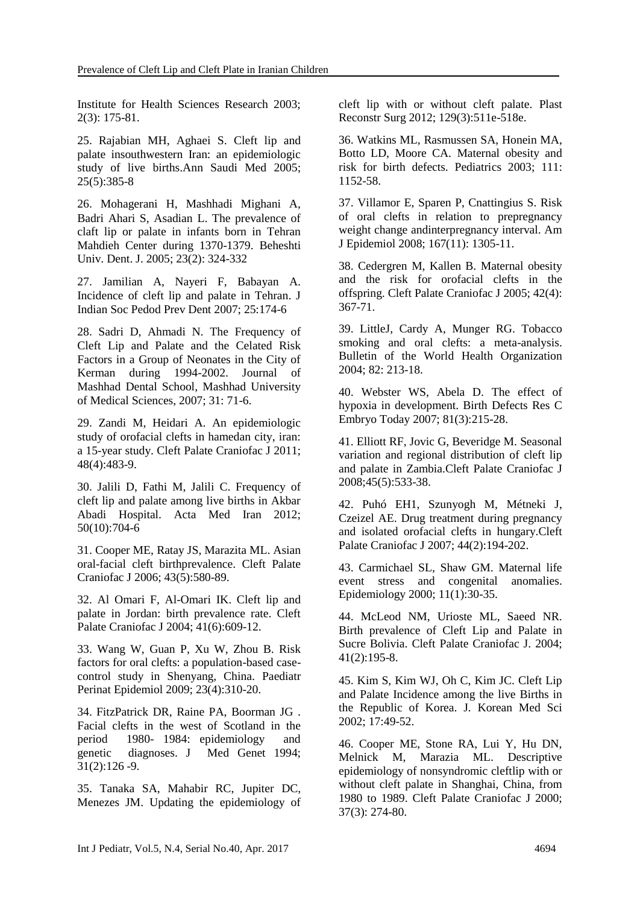Institute for Health Sciences Research 2003; 2(3): 175-81.

25. Rajabian MH, Aghaei S. Cleft lip and palate insouthwestern Iran: an epidemiologic study of live births.Ann Saudi Med 2005; 25(5):385-8

26. Mohagerani H, Mashhadi Mighani A, Badri Ahari S, Asadian L. The prevalence of claft lip or palate in infants born in Tehran Mahdieh Center during 1370-1379. Beheshti Univ. Dent. J. 2005; 23(2): 324-332

27. Jamilian A, Nayeri F, Babayan A. Incidence of cleft lip and palate in Tehran. J Indian Soc Pedod Prev Dent 2007; 25:174-6

28. Sadri D, Ahmadi N. The Frequency of Cleft Lip and Palate and the Celated Risk Factors in a Group of Neonates in the City of Kerman during 1994-2002. Journal of Mashhad Dental School, Mashhad University of Medical Sciences, 2007; 31: 71-6.

29. Zandi M, Heidari A. An epidemiologic study of orofacial clefts in hamedan city, iran: a 15-year study. Cleft Palate Craniofac J 2011; 48(4):483-9.

30. Jalili D, Fathi M, Jalili C. Frequency of cleft lip and palate among live births in Akbar Abadi Hospital. Acta Med Iran 2012; 50(10):704-6

31. Cooper ME, Ratay JS, Marazita ML. Asian oral-facial cleft birthprevalence. Cleft Palate Craniofac J 2006; 43(5):580-89.

32. Al Omari F, Al-Omari IK. Cleft lip and palate in Jordan: birth prevalence rate. Cleft Palate Craniofac J 2004; 41(6):609-12.

33. Wang W, Guan P, Xu W, Zhou B. Risk factors for oral clefts: a population-based case-control study in Shenyang, China. Paediatr Perinat Epidemiol 2009; 23(4):310-20.

34. FitzPatrick DR, Raine PA, Boorman JG . Facial clefts in the west of Scotland in the period 1980- 1984: epidemiology and genetic diagnoses. J Med Genet 1994; 31(2):126 -9.

35. Tanaka SA, Mahabir RC, Jupiter DC, Menezes JM. Updating the epidemiology of cleft lip with or without cleft palate. Plast Reconstr Surg 2012; 129(3):511e-518e.

36. Watkins ML, Rasmussen SA, Honein MA, Botto LD, Moore CA. Maternal obesity and risk for birth defects. Pediatrics 2003; 111: 1152-58.

37. Villamor E, Sparen P, Cnattingius S. Risk of oral clefts in relation to prepregnancy weight change andinterpregnancy interval. Am J Epidemiol 2008; 167(11): 1305-11.

38. Cedergren M, Kallen B. Maternal obesity and the risk for orofacial clefts in the offspring. Cleft Palate Craniofac J 2005; 42(4): 367-71.

39. LittleJ, Cardy A, Munger RG. Tobacco smoking and oral clefts: a meta-analysis. Bulletin of the World Health Organization 2004; 82: 213-18.

40. Webster WS, Abela D. The effect of hypoxia in development. Birth Defects Res C Embryo Today 2007; 81(3):215-28.

41. Elliott RF, Jovic G, Beveridge M. Seasonal variation and regional distribution of cleft lip and palate in Zambia.Cleft Palate Craniofac J 2008;45(5):533-38.

42. Puhó EH1, Szunyogh M, Métneki J, Czeizel AE. Drug treatment during pregnancy and isolated orofacial clefts in hungary.Cleft Palate Craniofac J 2007; 44(2):194-202.

43. Carmichael SL, Shaw GM. Maternal life event stress and congenital anomalies. Epidemiology 2000; 11(1):30-35.

44. McLeod NM, Urioste ML, Saeed NR. Birth prevalence of Cleft Lip and Palate in Sucre Bolivia. Cleft Palate Craniofac J. 2004; 41(2):195-8.

45. Kim S, Kim WJ, Oh C, Kim JC. Cleft Lip and Palate Incidence among the live Births in the Republic of Korea. J. Korean Med Sci 2002; 17:49-52.

46. Cooper ME, Stone RA, Lui Y, Hu DN, Melnick M, Marazia ML. Descriptive epidemiology of nonsyndromic cleftlip with or without cleft palate in Shanghai, China, from 1980 to 1989. Cleft Palate Craniofac J 2000; 37(3): 274-80.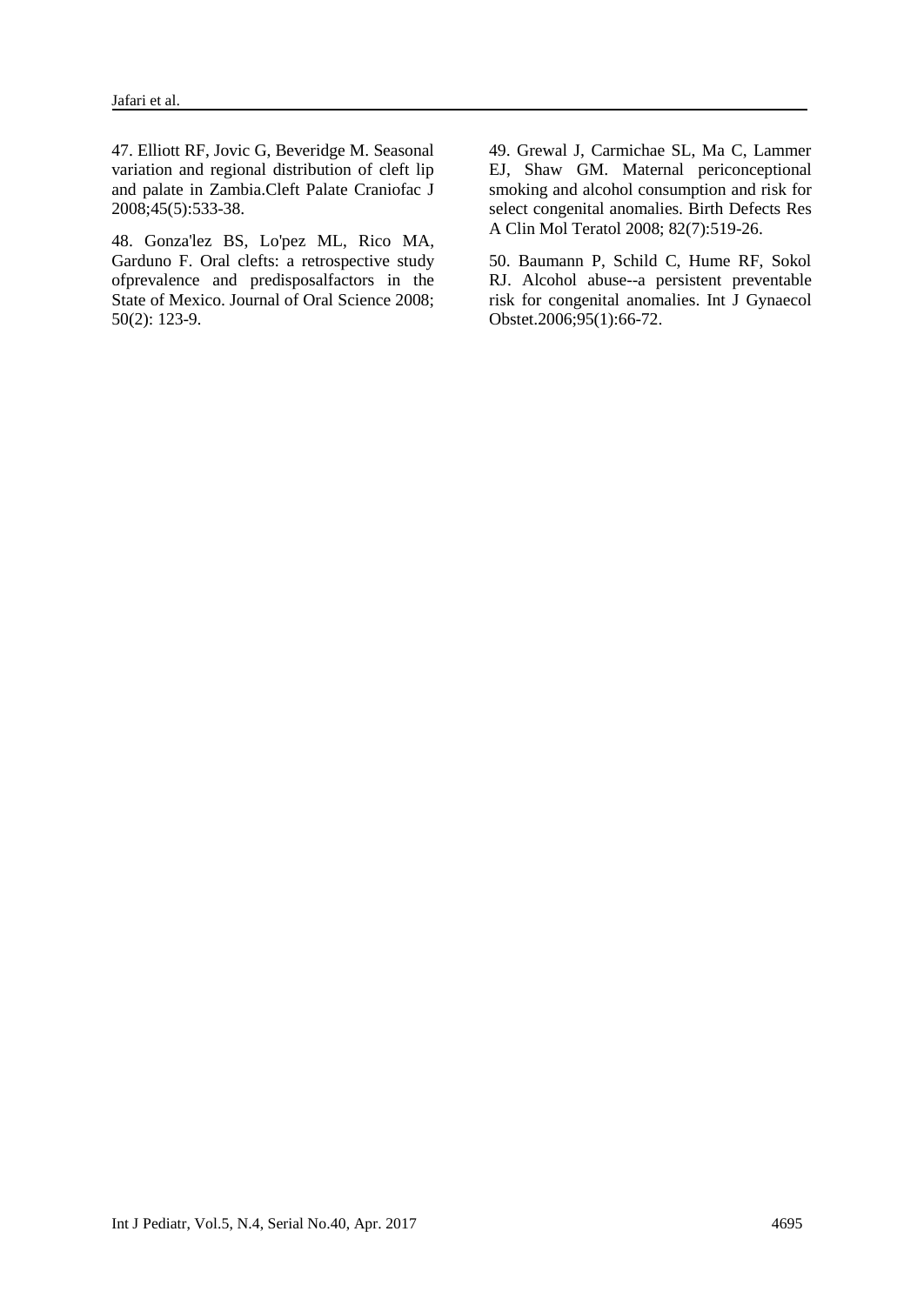47. Elliott RF, Jovic G, Beveridge M. Seasonal variation and regional distribution of cleft lip and palate in Zambia.Cleft Palate Craniofac J 2008;45(5):533-38.

48. Gonza'lez BS, Lo'pez ML, Rico MA, Garduno F. Oral clefts: a retrospective study ofprevalence and predisposalfactors in the State of Mexico. Journal of Oral Science 2008; 50(2): 123-9.

49. Grewal J, Carmichae SL, Ma C, Lammer EJ, Shaw GM. Maternal periconceptional smoking and alcohol consumption and risk for select congenital anomalies. Birth Defects Res A Clin Mol Teratol 2008; 82(7):519-26.

50. Baumann P, Schild C, Hume RF, Sokol RJ. Alcohol abuse--a persistent preventable risk for congenital anomalies. Int J Gynaecol Obstet.2006;95(1):66-72.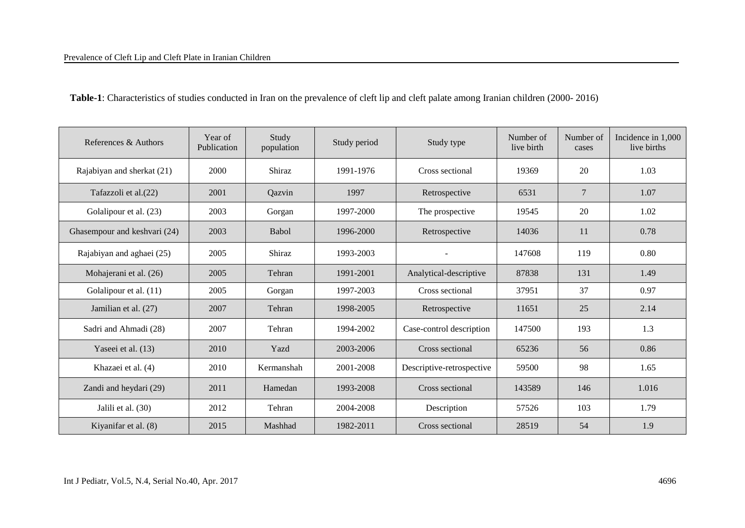**Table-1**: Characteristics of studies conducted in Iran on the prevalence of cleft lip and cleft palate among Iranian children (2000- 2016)

| References & Authors | Year of Publication | Study population | Study period | Study type | Number of live birth | Number of cases | Incidence in 1,000 live births |
|---|---|---|---|---|---|---|---|
| Rajabiyan and sherkat (21) | 2000 | Shiraz | 1991-1976 | Cross sectional | 19369 | 20 | 1.03 |
| Tafazzoli et al.(22) | 2001 | Qazvin | 1997 | Retrospective | 6531 | 7 | 1.07 |
| Golalipour et al. (23) | 2003 | Gorgan | 1997-2000 | The prospective | 19545 | 20 | 1.02 |
| Ghasempour and keshvari (24) | 2003 | Babol | 1996-2000 | Retrospective | 14036 | 11 | 0.78 |
| Rajabiyan and aghaei (25) | 2005 | Shiraz | 1993-2003 | - | 147608 | 119 | 0.80 |
| Mohajerani et al. (26) | 2005 | Tehran | 1991-2001 | Analytical-descriptive | 87838 | 131 | 1.49 |
| Golalipour et al. (11) | 2005 | Gorgan | 1997-2003 | Cross sectional | 37951 | 37 | 0.97 |
| Jamilian et al. (27) | 2007 | Tehran | 1998-2005 | Retrospective | 11651 | 25 | 2.14 |
| Sadri and Ahmadi (28) | 2007 | Tehran | 1994-2002 | Case-control description | 147500 | 193 | 1.3 |
| Yaseei et al. (13) | 2010 | Yazd | 2003-2006 | Cross sectional | 65236 | 56 | 0.86 |
| Khazaei et al. (4) | 2010 | Kermanshah | 2001-2008 | Descriptive-retrospective | 59500 | 98 | 1.65 |
| Zandi and heydari (29) | 2011 | Hamedan | 1993-2008 | Cross sectional | 143589 | 146 | 1.016 |
| Jalili et al. (30) | 2012 | Tehran | 2004-2008 | Description | 57526 | 103 | 1.79 |
| Kiyanifar et al. (8) | 2015 | Mashhad | 1982-2011 | Cross sectional | 28519 | 54 | 1.9 |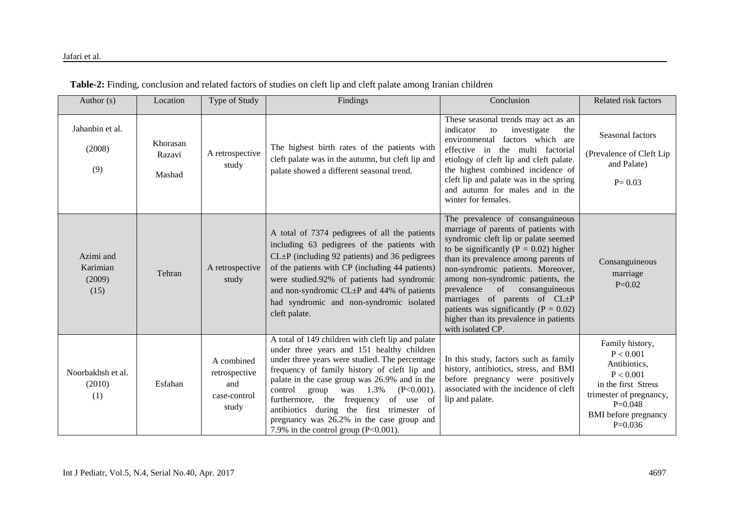**Table-2:** Finding, conclusion and related factors of studies on cleft lip and cleft palate among Iranian children

| Author (s) | Location | Type of Study | Findings | Conclusion | Related risk factors |
|---|---|---|---|---|---|
| Jahanbin et al. (2008) (9) | Khorasan Razavi Mashad | A retrospective study | The highest birth rates of the patients with cleft palate was in the autumn, but cleft lip and palate showed a different seasonal trend. | These seasonal trends may act as an indicator to investigate the environmental factors which are effective in the multi factorial etiology of cleft lip and cleft palate. the highest combined incidence of cleft lip and palate was in the spring and autumn for males and in the winter for females. | Seasonal factors (Prevalence of Cleft Lip and Palate) P= 0.03 |
| Azimi and Karimian (2009) (15) | Tehran | A retrospective study | A total of 7374 pedigrees of all the patients including 63 pedigrees of the patients with CL±P (including 92 patients) and 36 pedigrees of the patients with CP (including 44 patients) were studied.92% of patients had syndromic and non-syndromic CL±P and 44% of patients had syndromic and non-syndromic isolated cleft palate. | The prevalence of consanguineous marriage of parents of patients with syndromic cleft lip or palate seemed to be significantly (P = 0.02) higher than its prevalence among parents of non-syndromic patients. Moreover, among non-syndromic patients, the prevalence of consanguineous marriages of parents of CL±P patients was significantly (P = 0.02) higher than its prevalence in patients with isolated CP. | Consanguineous marriage P=0.02 |
| Noorbakhsh et al. (2010) (1) | Esfahan | A combined retrospective and case-control study | A total of 149 children with cleft lip and palate under three years and 151 healthy children under three years were studied. The percentage frequency of family history of cleft lip and palate in the case group was 26.9% and in the control group was 1.3% (P<0.001). furthermore, the frequency of use of antibiotics during the first trimester of pregnancy was 26.2% in the case group and 7.9% in the control group (P<0.001). | In this study, factors such as family history, antibiotics, stress, and BMI before pregnancy were positively associated with the incidence of cleft lip and palate. | Family history, P < 0.001 Antibiotics, P < 0.001 in the first Stress trimester of pregnancy, P=0.048 BMI before pregnancy P=0.036 |